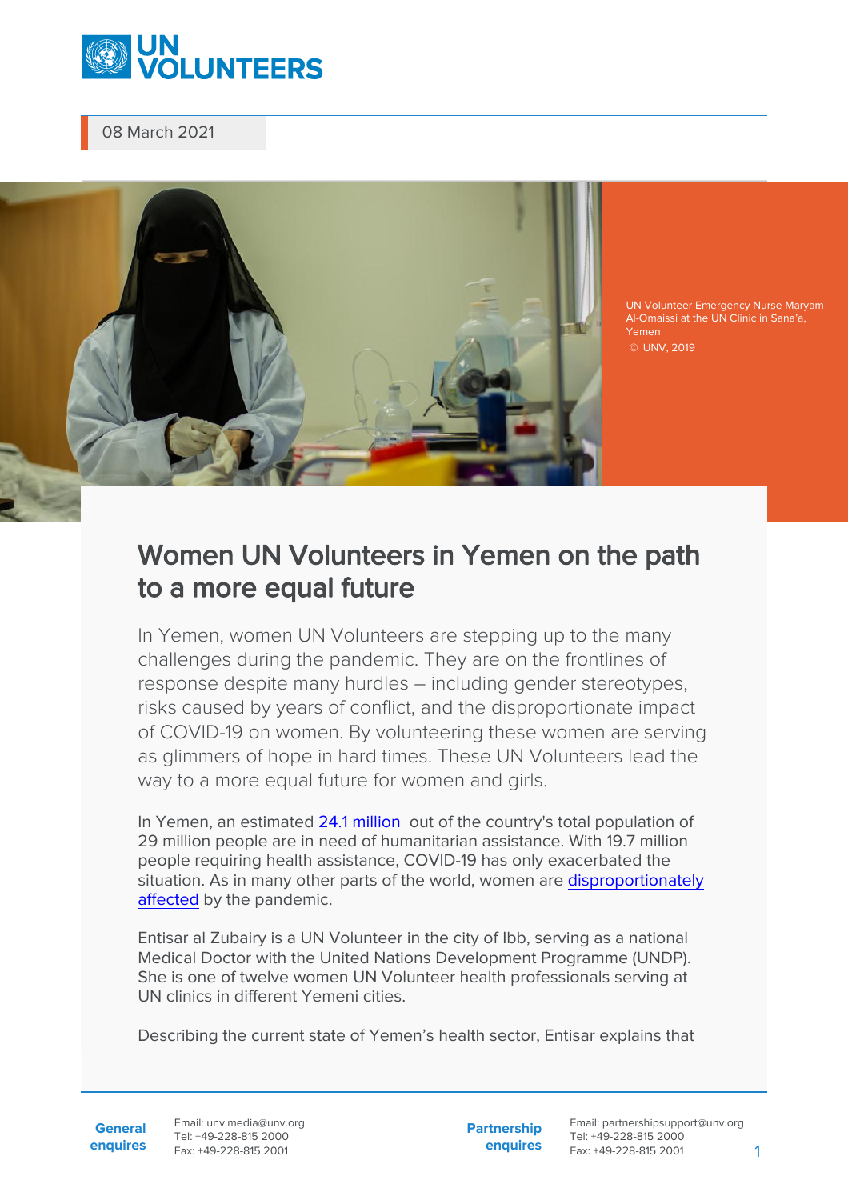08 March 2021

UN Volunteer Emergency Nurse Maryam Al-Omaissi at the UN Clinic in Sana'a, Yemen
© UNV, 2019

# Women UN Volunteers in Yemen on the path to a more equal future

In Yemen, women UN Volunteers are stepping up to the many challenges during the pandemic. They are on the frontlines of response despite many hurdles – including gender stereotypes, risks caused by years of conflict, and the disproportionate impact of COVID-19 on women. By volunteering these women are serving as glimmers of hope in hard times. These UN Volunteers lead the way to a more equal future for women and girls.

In Yemen, an estimated 24.1 million out of the country's total population of 29 million people are in need of humanitarian assistance. With 19.7 million people requiring health assistance, COVID-19 has only exacerbated the situation. As in many other parts of the world, women are disproportionately affected by the pandemic.

Entisar al Zubairy is a UN Volunteer in the city of Ibb, serving as a national Medical Doctor with the United Nations Development Programme (UNDP). She is one of twelve women UN Volunteer health professionals serving at UN clinics in different Yemeni cities.

Describing the current state of Yemen's health sector, Entisar explains that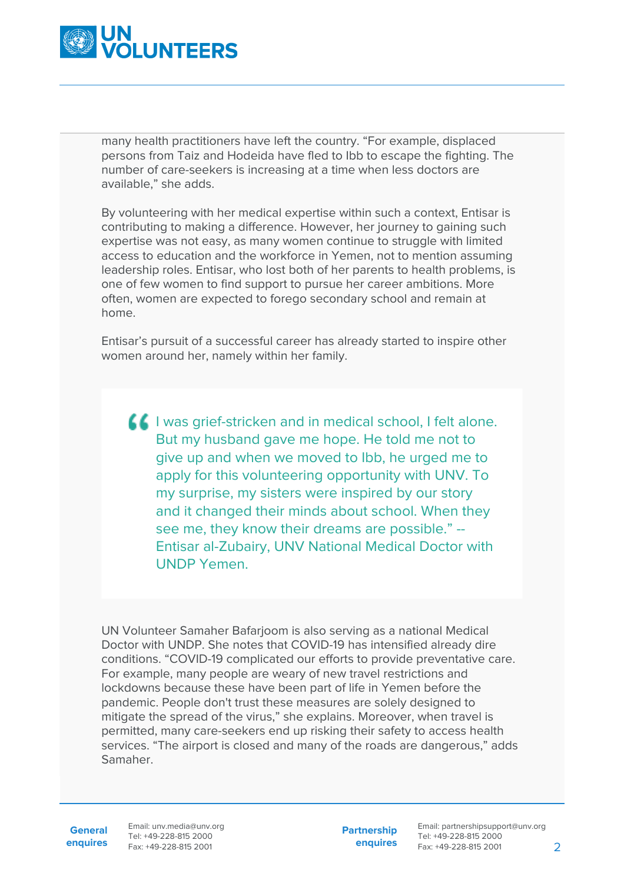many health practitioners have left the country. “For example, displaced persons from Taiz and Hodeida have fled to Ibb to escape the fighting. The number of care-seekers is increasing at a time when less doctors are available,” she adds.

By volunteering with her medical expertise within such a context, Entisar is contributing to making a difference. However, her journey to gaining such expertise was not easy, as many women continue to struggle with limited access to education and the workforce in Yemen, not to mention assuming leadership roles. Entisar, who lost both of her parents to health problems, is one of few women to find support to pursue her career ambitions. More often, women are expected to forego secondary school and remain at home.

Entisar’s pursuit of a successful career has already started to inspire other women around her, namely within her family.

> “I was grief-stricken and in medical school, I felt alone. But my husband gave me hope. He told me not to give up and when we moved to Ibb, he urged me to apply for this volunteering opportunity with UNV. To my surprise, my sisters were inspired by our story and it changed their minds about school. When they see me, they know their dreams are possible.” -- Entisar al-Zubairy, UNV National Medical Doctor with UNDP Yemen.

UN Volunteer Samaher Bafarjoom is also serving as a national Medical Doctor with UNDP. She notes that COVID-19 has intensified already dire conditions. “COVID-19 complicated our efforts to provide preventative care. For example, many people are weary of new travel restrictions and lockdowns because these have been part of life in Yemen before the pandemic. People don't trust these measures are solely designed to mitigate the spread of the virus,” she explains. Moreover, when travel is permitted, many care-seekers end up risking their safety to access health services. “The airport is closed and many of the roads are dangerous,” adds Samaher.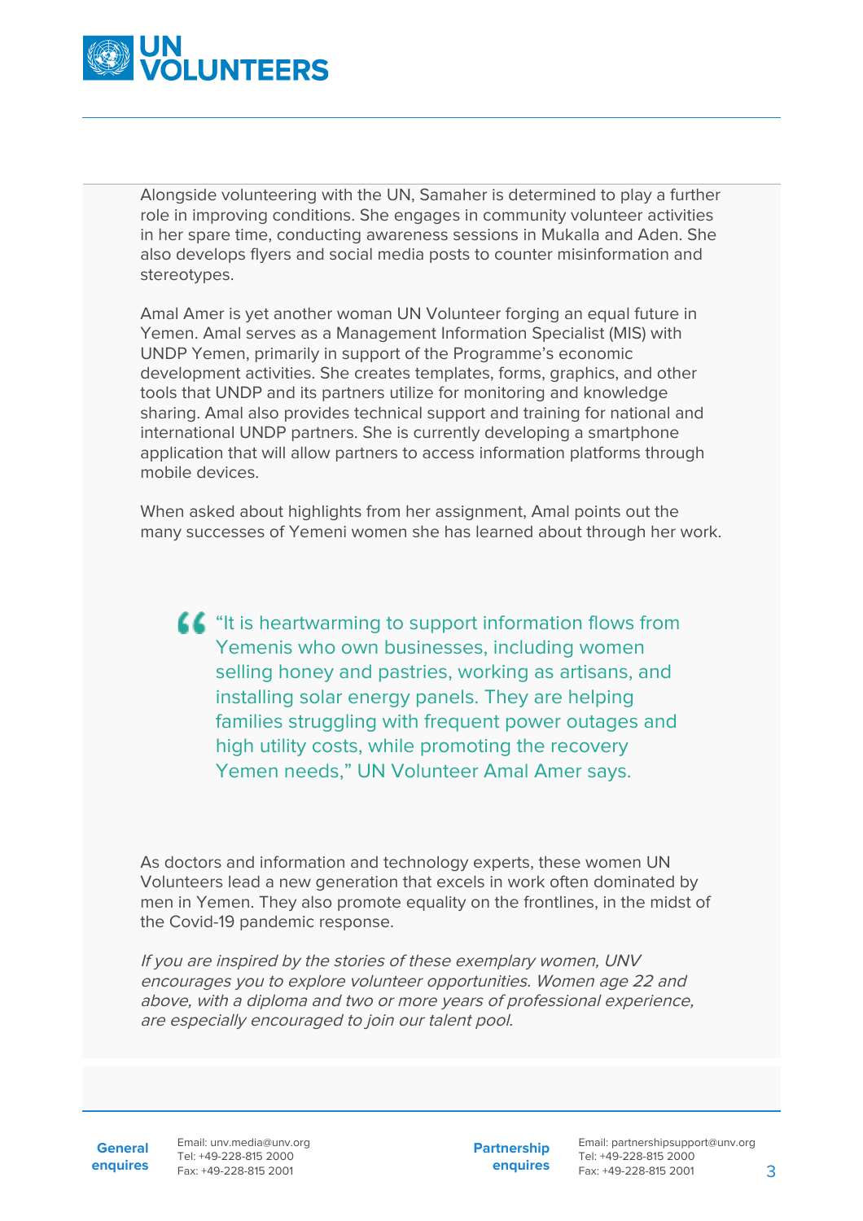Alongside volunteering with the UN, Samaher is determined to play a further role in improving conditions. She engages in community volunteer activities in her spare time, conducting awareness sessions in Mukalla and Aden. She also develops flyers and social media posts to counter misinformation and stereotypes.

Amal Amer is yet another woman UN Volunteer forging an equal future in Yemen. Amal serves as a Management Information Specialist (MIS) with UNDP Yemen, primarily in support of the Programme's economic development activities. She creates templates, forms, graphics, and other tools that UNDP and its partners utilize for monitoring and knowledge sharing. Amal also provides technical support and training for national and international UNDP partners. She is currently developing a smartphone application that will allow partners to access information platforms through mobile devices.

When asked about highlights from her assignment, Amal points out the many successes of Yemeni women she has learned about through her work.

> "It is heartwarming to support information flows from Yemenis who own businesses, including women selling honey and pastries, working as artisans, and installing solar energy panels. They are helping families struggling with frequent power outages and high utility costs, while promoting the recovery Yemen needs," UN Volunteer Amal Amer says.

As doctors and information and technology experts, these women UN Volunteers lead a new generation that excels in work often dominated by men in Yemen. They also promote equality on the frontlines, in the midst of the Covid-19 pandemic response.

*If you are inspired by the stories of these exemplary women, UNV encourages you to explore volunteer opportunities. Women age 22 and above, with a diploma and two or more years of professional experience, are especially encouraged to join our talent pool.*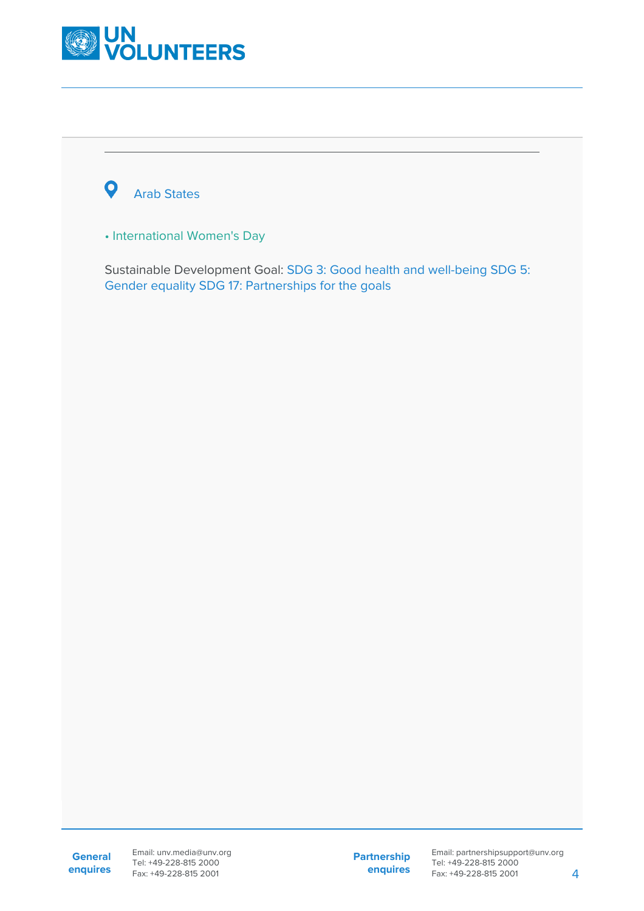Arab States

- International Women's Day

Sustainable Development Goal: SDG 3: Good health and well-being SDG 5: Gender equality SDG 17: Partnerships for the goals

**General enquires**

Email: unv.media@unv.org
Tel: +49-228-815 2000
Fax: +49-228-815 2001

**Partnership enquires**

Email: partnershipsupport@unv.org
Tel: +49-228-815 2000
Fax: +49-228-815 2001